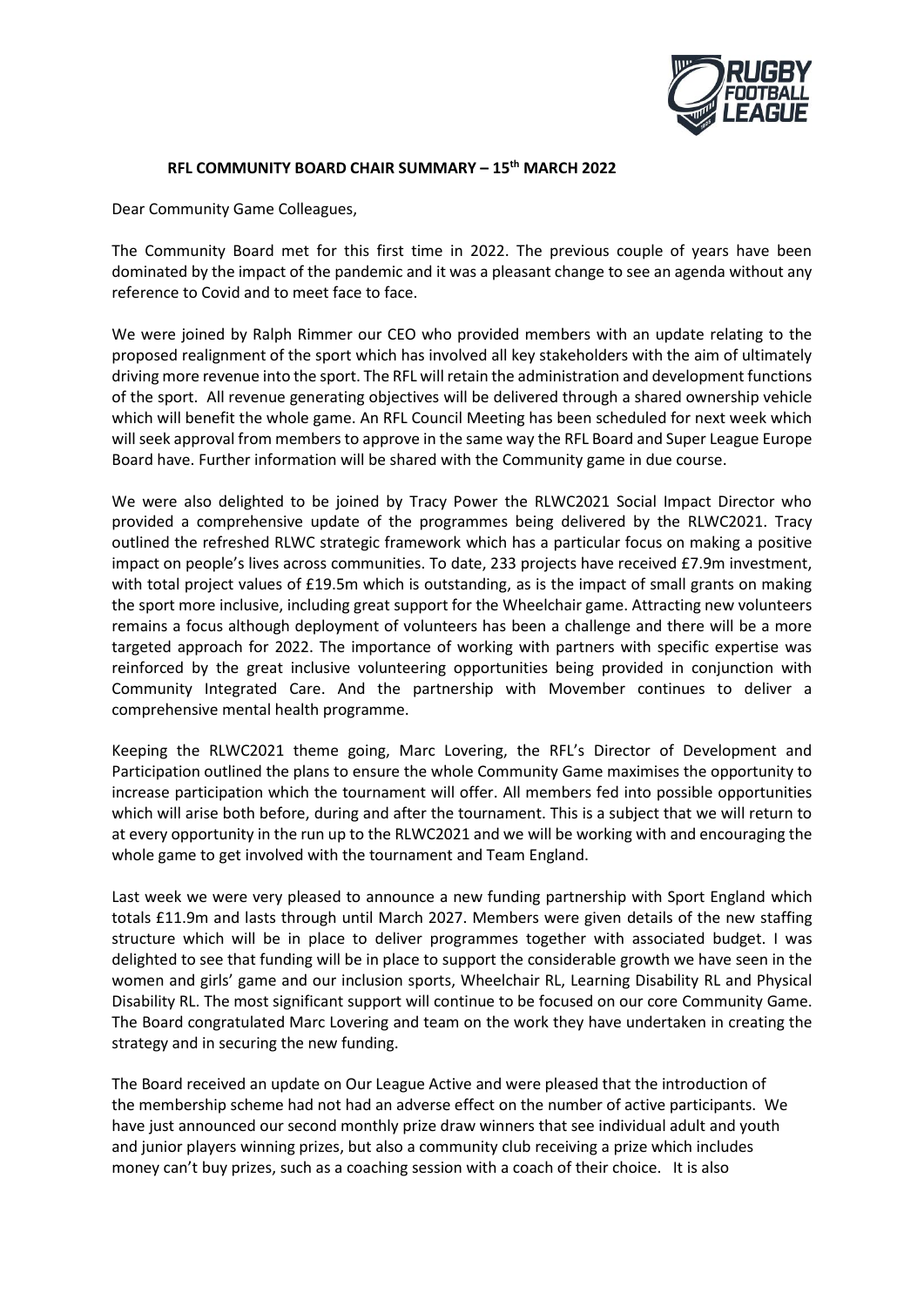## RFL COMMUNITY BOARD CHAIR SUMMARY – 15th MARCH 2022

Dear Community Game Colleagues,

The Community Board met for this first time in 2022. The previous couple of years have been dominated by the impact of the pandemic and it was a pleasant change to see an agenda without any reference to Covid and to meet face to face.

We were joined by Ralph Rimmer our CEO who provided members with an update relating to the proposed realignment of the sport which has involved all key stakeholders with the aim of ultimately driving more revenue into the sport. The RFL will retain the administration and development functions of the sport. All revenue generating objectives will be delivered through a shared ownership vehicle which will benefit the whole game. An RFL Council Meeting has been scheduled for next week which will seek approval from members to approve in the same way the RFL Board and Super League Europe Board have. Further information will be shared with the Community game in due course.

We were also delighted to be joined by Tracy Power the RLWC2021 Social Impact Director who provided a comprehensive update of the programmes being delivered by the RLWC2021. Tracy outlined the refreshed RLWC strategic framework which has a particular focus on making a positive impact on people's lives across communities. To date, 233 projects have received £7.9m investment, with total project values of £19.5m which is outstanding, as is the impact of small grants on making the sport more inclusive, including great support for the Wheelchair game. Attracting new volunteers remains a focus although deployment of volunteers has been a challenge and there will be a more targeted approach for 2022. The importance of working with partners with specific expertise was reinforced by the great inclusive volunteering opportunities being provided in conjunction with Community Integrated Care. And the partnership with Movember continues to deliver a comprehensive mental health programme.

Keeping the RLWC2021 theme going, Marc Lovering, the RFL's Director of Development and Participation outlined the plans to ensure the whole Community Game maximises the opportunity to increase participation which the tournament will offer. All members fed into possible opportunities which will arise both before, during and after the tournament. This is a subject that we will return to at every opportunity in the run up to the RLWC2021 and we will be working with and encouraging the whole game to get involved with the tournament and Team England.

Last week we were very pleased to announce a new funding partnership with Sport England which totals £11.9m and lasts through until March 2027. Members were given details of the new staffing structure which will be in place to deliver programmes together with associated budget. I was delighted to see that funding will be in place to support the considerable growth we have seen in the women and girls' game and our inclusion sports, Wheelchair RL, Learning Disability RL and Physical Disability RL. The most significant support will continue to be focused on our core Community Game. The Board congratulated Marc Lovering and team on the work they have undertaken in creating the strategy and in securing the new funding.

The Board received an update on Our League Active and were pleased that the introduction of the membership scheme had not had an adverse effect on the number of active participants. We have just announced our second monthly prize draw winners that see individual adult and youth and junior players winning prizes, but also a community club receiving a prize which includes money can't buy prizes, such as a coaching session with a coach of their choice. It is also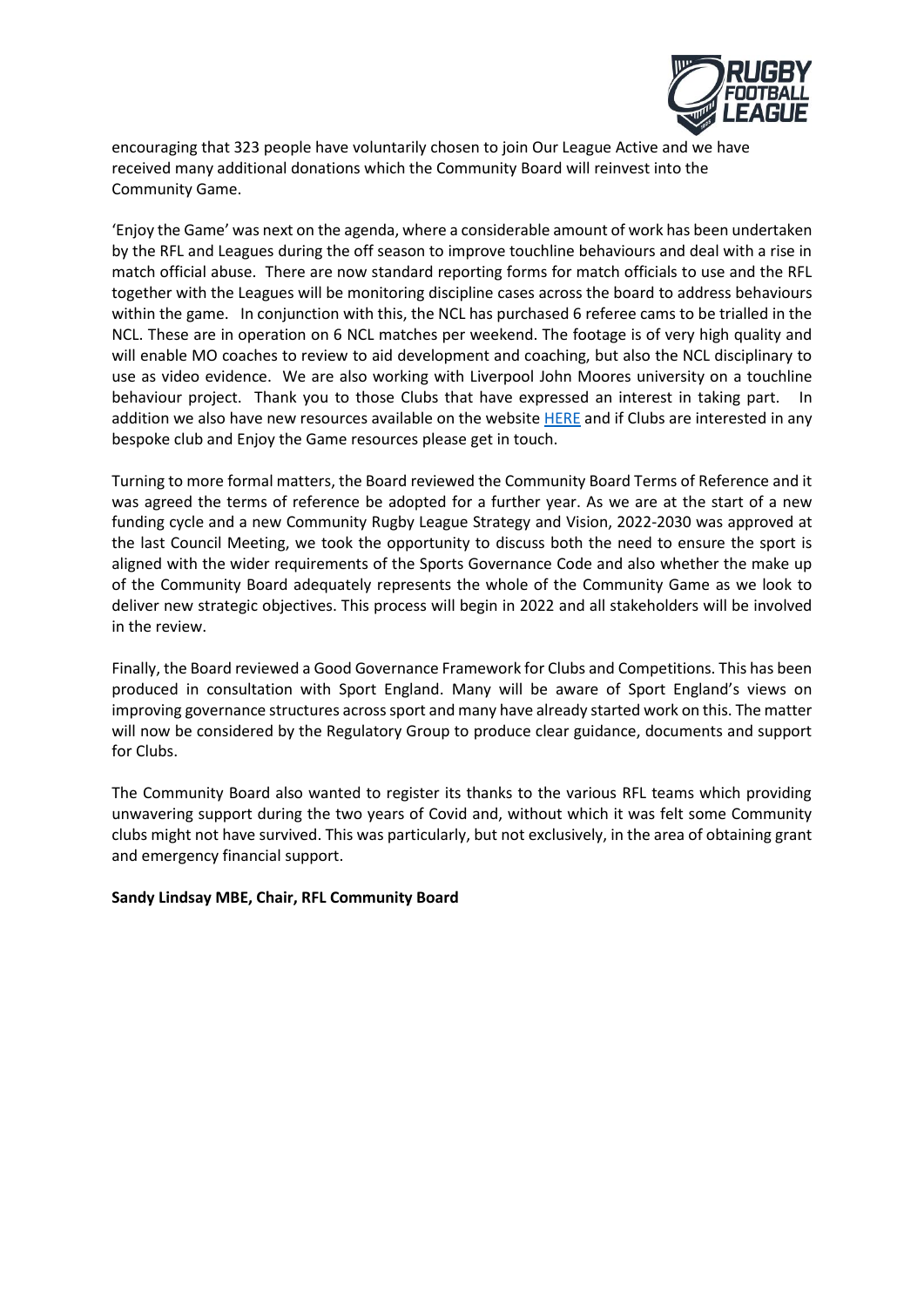encouraging that 323 people have voluntarily chosen to join Our League Active and we have received many additional donations which the Community Board will reinvest into the Community Game.

'Enjoy the Game' was next on the agenda, where a considerable amount of work has been undertaken by the RFL and Leagues during the off season to improve touchline behaviours and deal with a rise in match official abuse. There are now standard reporting forms for match officials to use and the RFL together with the Leagues will be monitoring discipline cases across the board to address behaviours within the game. In conjunction with this, the NCL has purchased 6 referee cams to be trialled in the NCL. These are in operation on 6 NCL matches per weekend. The footage is of very high quality and will enable MO coaches to review to aid development and coaching, but also the NCL disciplinary to use as video evidence. We are also working with Liverpool John Moores university on a touchline behaviour project. Thank you to those Clubs that have expressed an interest in taking part. In addition we also have new resources available on the website HERE and if Clubs are interested in any bespoke club and Enjoy the Game resources please get in touch.

Turning to more formal matters, the Board reviewed the Community Board Terms of Reference and it was agreed the terms of reference be adopted for a further year. As we are at the start of a new funding cycle and a new Community Rugby League Strategy and Vision, 2022-2030 was approved at the last Council Meeting, we took the opportunity to discuss both the need to ensure the sport is aligned with the wider requirements of the Sports Governance Code and also whether the make up of the Community Board adequately represents the whole of the Community Game as we look to deliver new strategic objectives. This process will begin in 2022 and all stakeholders will be involved in the review.

Finally, the Board reviewed a Good Governance Framework for Clubs and Competitions. This has been produced in consultation with Sport England. Many will be aware of Sport England's views on improving governance structures across sport and many have already started work on this. The matter will now be considered by the Regulatory Group to produce clear guidance, documents and support for Clubs.

The Community Board also wanted to register its thanks to the various RFL teams which providing unwavering support during the two years of Covid and, without which it was felt some Community clubs might not have survived. This was particularly, but not exclusively, in the area of obtaining grant and emergency financial support.

**Sandy Lindsay MBE, Chair, RFL Community Board**